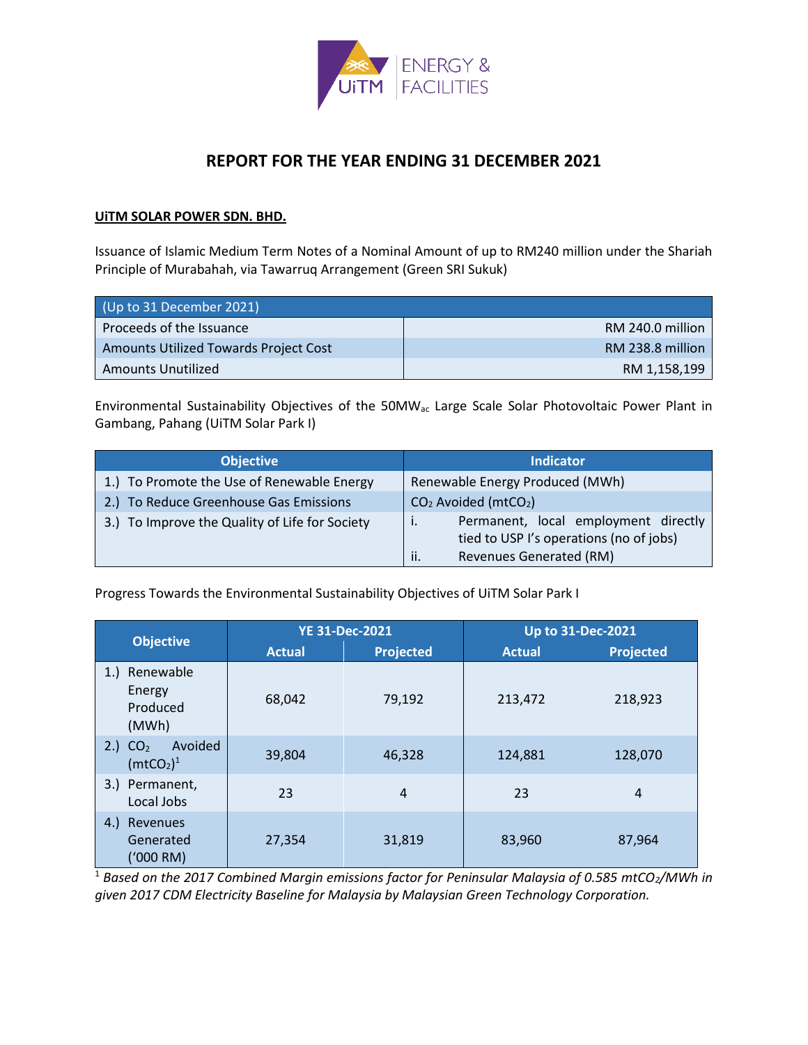# REPORT FOR THE YEAR ENDING 31 DECEMBER 2021

**UiTM SOLAR POWER SDN. BHD.**

Issuance of Islamic Medium Term Notes of a Nominal Amount of up to RM240 million under the Shariah Principle of Murabahah, via Tawarruq Arrangement (Green SRI Sukuk)

| (Up to 31 December 2021) | |
|---|---|
| Proceeds of the Issuance | RM 240.0 million |
| Amounts Utilized Towards Project Cost | RM 238.8 million |
| Amounts Unutilized | RM 1,158,199 |

Environmental Sustainability Objectives of the 50MW$_{ac}$ Large Scale Solar Photovoltaic Power Plant in Gambang, Pahang (UiTM Solar Park I)

| Objective | Indicator |
|---|---|
| 1.) To Promote the Use of Renewable Energy | Renewable Energy Produced (MWh) |
| 2.) To Reduce Greenhouse Gas Emissions | $CO_2$ Avoided (mt$CO_2$) |
| 3.) To Improve the Quality of Life for Society | i. Permanent, local employment directly tied to USP I's operations (no of jobs)<br>ii. Revenues Generated (RM) |

Progress Towards the Environmental Sustainability Objectives of UiTM Solar Park I

| Objective | YE 31-Dec-2021 | | Up to 31-Dec-2021 | |
|---|---|---|---|---|
| | Actual | Projected | Actual | Projected |
| 1.) Renewable Energy Produced (MWh) | 68,042 | 79,192 | 213,472 | 218,923 |
| 2.) $CO_2$ Avoided (mt$CO_2$)[1] | 39,804 | 46,328 | 124,881 | 128,070 |
| 3.) Permanent, Local Jobs | 23 | 4 | 23 | 4 |
| 4.) Revenues Generated ('000 RM) | 27,354 | 31,819 | 83,960 | 87,964 |

[1] *Based on the 2017 Combined Margin emissions factor for Peninsular Malaysia of 0.585 mt$CO_2$/MWh in given 2017 CDM Electricity Baseline for Malaysia by Malaysian Green Technology Corporation.*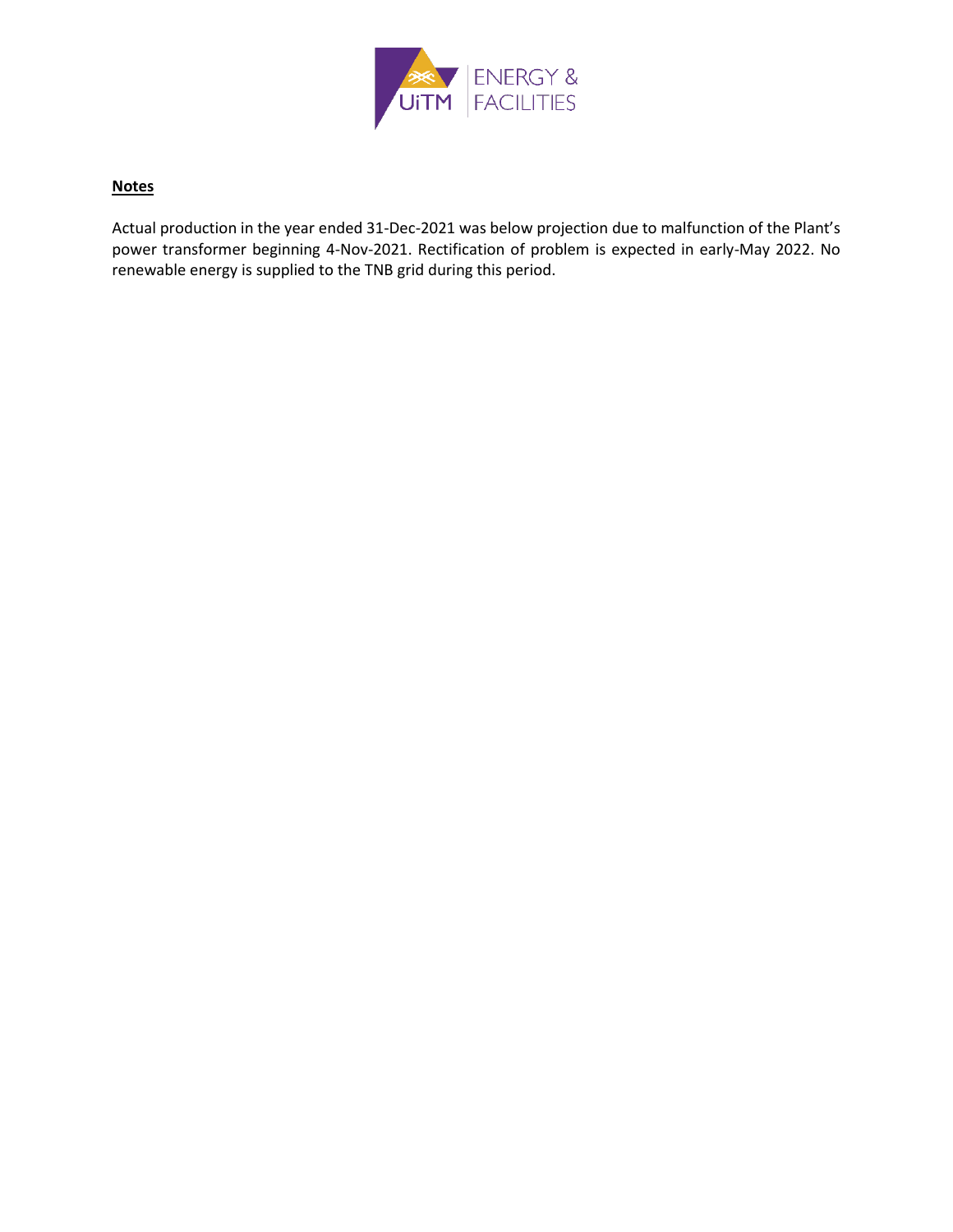**Notes**

Actual production in the year ended 31-Dec-2021 was below projection due to malfunction of the Plant's power transformer beginning 4-Nov-2021. Rectification of problem is expected in early-May 2022. No renewable energy is supplied to the TNB grid during this period.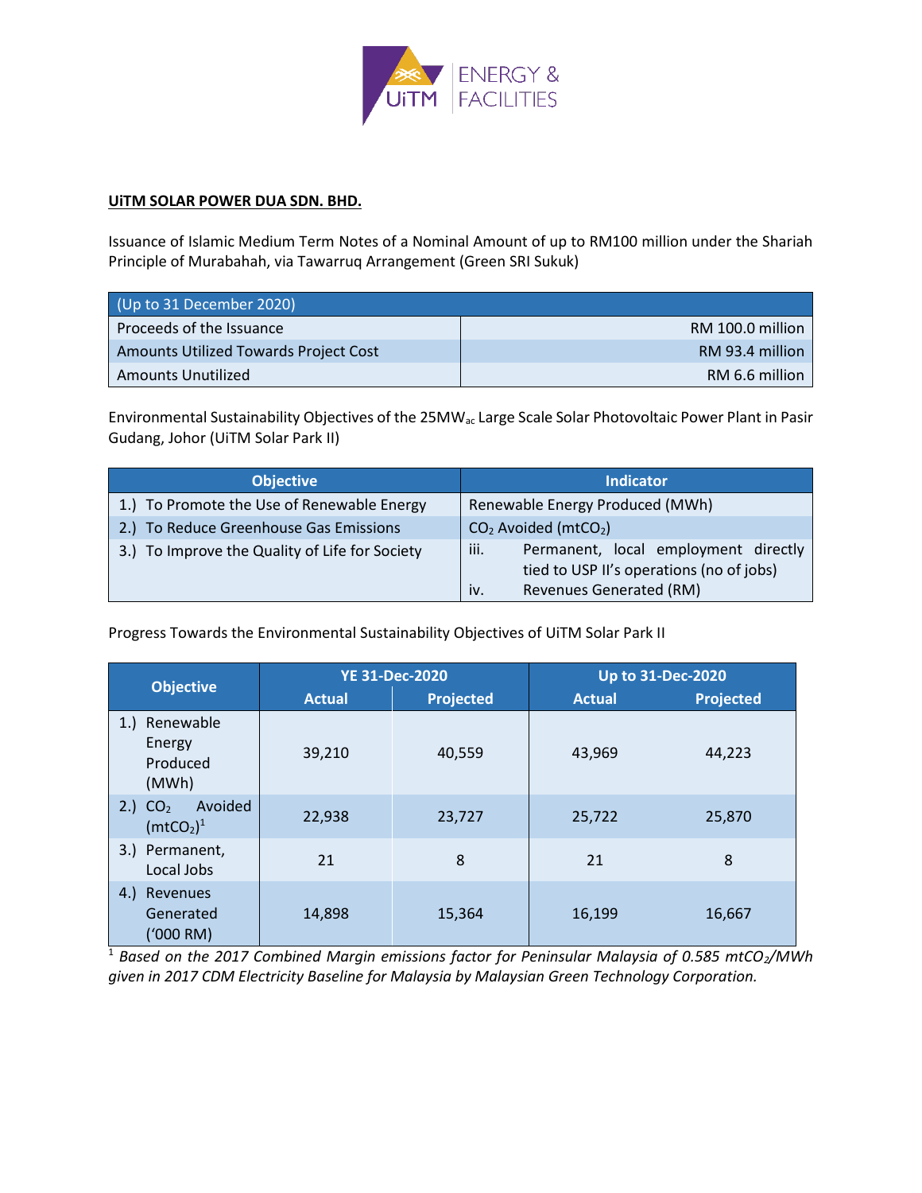**UiTM SOLAR POWER DUA SDN. BHD.**

Issuance of Islamic Medium Term Notes of a Nominal Amount of up to RM100 million under the Shariah Principle of Murabahah, via Tawarruq Arrangement (Green SRI Sukuk)

| (Up to 31 December 2020) | |
|---|---|
| Proceeds of the Issuance | RM 100.0 million |
| Amounts Utilized Towards Project Cost | RM 93.4 million |
| Amounts Unutilized | RM 6.6 million |

Environmental Sustainability Objectives of the 25MW$_{ac}$ Large Scale Solar Photovoltaic Power Plant in Pasir Gudang, Johor (UiTM Solar Park II)

| Objective | Indicator |
|---|---|
| 1.) To Promote the Use of Renewable Energy | Renewable Energy Produced (MWh) |
| 2.) To Reduce Greenhouse Gas Emissions | $CO_2$ Avoided (mt$CO_2$) |
| 3.) To Improve the Quality of Life for Society | iii. Permanent, local employment directly tied to USP II's operations (no of jobs)<br>iv. Revenues Generated (RM) |

Progress Towards the Environmental Sustainability Objectives of UiTM Solar Park II

| Objective | YE 31-Dec-2020 | | Up to 31-Dec-2020 | |
|---|---|---|---|---|
| | Actual | Projected | Actual | Projected |
| 1.) Renewable Energy Produced (MWh) | 39,210 | 40,559 | 43,969 | 44,223 |
| 2.) $CO_2$ Avoided (mt$CO_2$)[1] | 22,938 | 23,727 | 25,722 | 25,870 |
| 3.) Permanent, Local Jobs | 21 | 8 | 21 | 8 |
| 4.) Revenues Generated ('000 RM) | 14,898 | 15,364 | 16,199 | 16,667 |

[1] *Based on the 2017 Combined Margin emissions factor for Peninsular Malaysia of 0.585 mt$CO_2$/MWh given in 2017 CDM Electricity Baseline for Malaysia by Malaysian Green Technology Corporation.*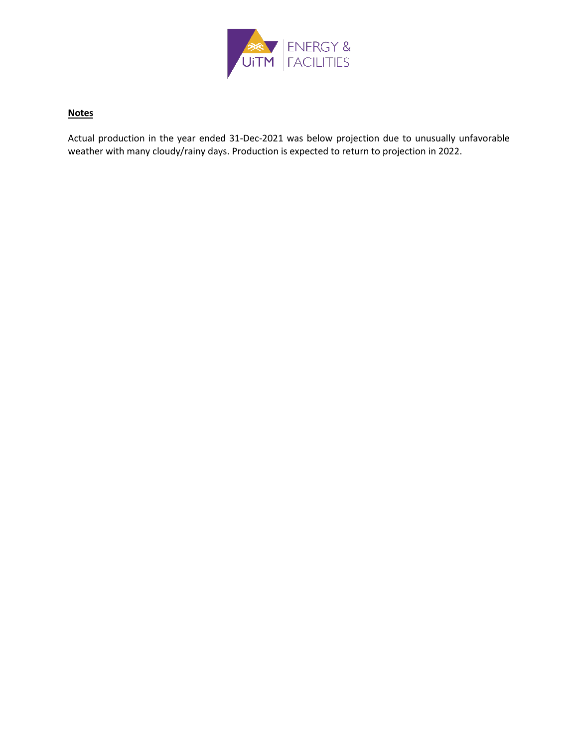**Notes**

Actual production in the year ended 31-Dec-2021 was below projection due to unusually unfavorable weather with many cloudy/rainy days. Production is expected to return to projection in 2022.